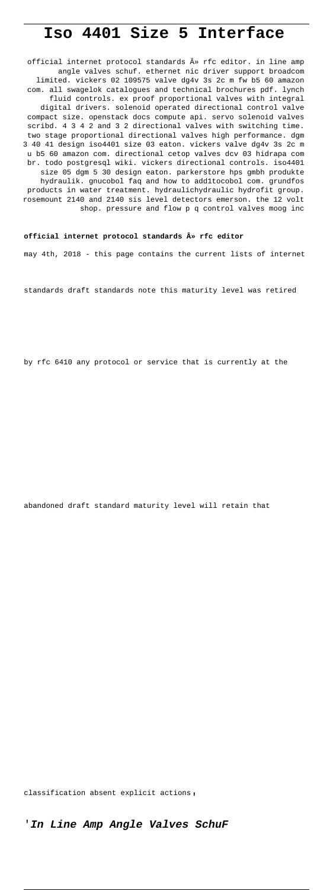# Iso 4401 Size 5 Interface

official internet protocol standards Â» rfc editor. in line amp angle valves schuf. ethernet nic driver support broadcom limited. vickers 02 109575 valve dg4v 3s 2c m fw b5 60 amazon com. all swagelok catalogues and technical brochures pdf. lynch fluid controls. ex proof proportional valves with integral digital drivers. solenoid operated directional control valve compact size. openstack docs compute api. servo solenoid valves scribd. 4 3 4 2 and 3 2 directional valves with switching time. two stage proportional directional valves high performance. dgm 3 40 41 design iso4401 size 03 eaton. vickers valve dg4v 3s 2c m u b5 60 amazon com. directional cetop valves dcv 03 hidrapa com br. todo postgresql wiki. vickers directional controls. iso4401 size 05 dgm 5 30 design eaton. parkerstore hps gmbh produkte hydraulik. gnucobol faq and how to add1tocobol com. grundfos products in water treatment. hydraulichydraulic hydrofit group. rosemount 2140 and 2140 sis level detectors emerson. the 12 volt shop. pressure and flow p q control valves moog inc

**official internet protocol standards Â» rfc editor**

may 4th, 2018 - this page contains the current lists of internet standards draft standards note this maturity level was retired by rfc 6410 any protocol or service that is currently at the abandoned draft standard maturity level will retain that classification absent explicit actions,

'**In Line Amp Angle Valves SchuF**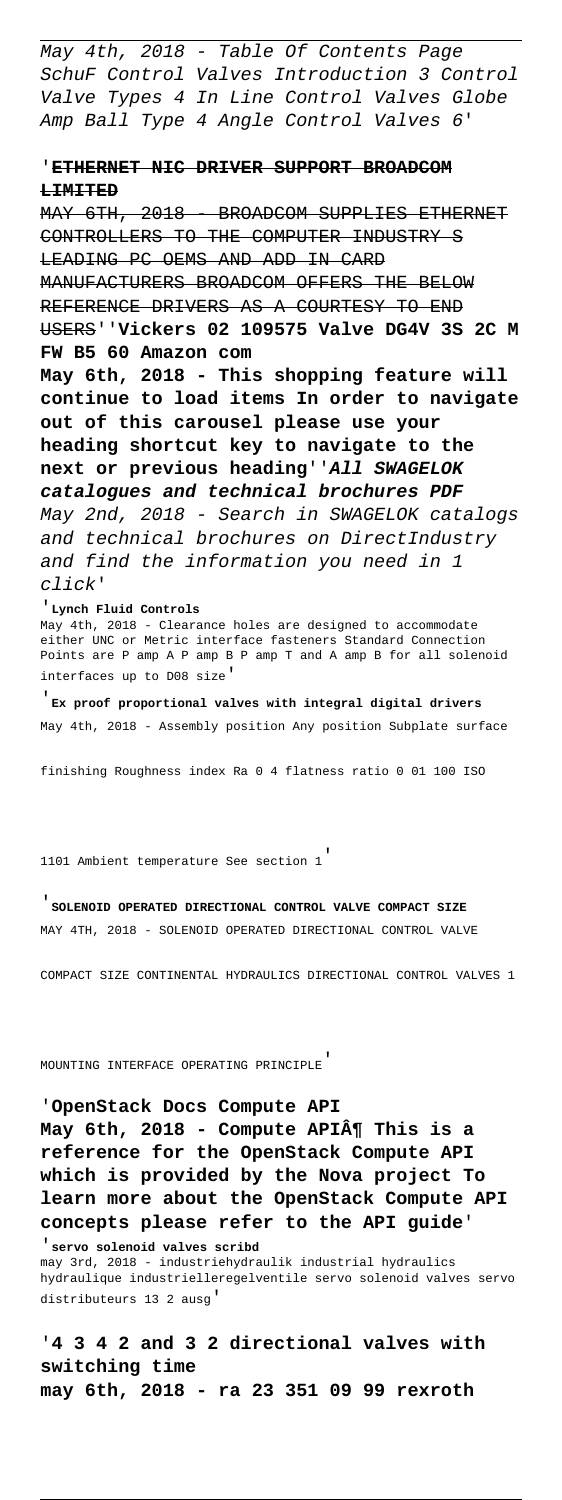May 4th, 2018 - Table Of Contents Page SchuF Control Valves Introduction 3 Control Valve Types 4 In Line Control Valves Globe Amp Ball Type 4 Angle Control Valves 6'

'**ETHERNET NIC DRIVER SUPPORT BROADCOM LIMITED**

MAY 6TH, 2018 - BROADCOM SUPPLIES ETHERNET CONTROLLERS TO THE COMPUTER INDUSTRY S LEADING PC OEMS AND ADD IN CARD MANUFACTURERS BROADCOM OFFERS THE BELOW REFERENCE DRIVERS AS A COURTESY TO END USERS''**Vickers 02 109575 Valve DG4V 3S 2C M FW B5 60 Amazon com**

**May 6th, 2018 - This shopping feature will continue to load items In order to navigate out of this carousel please use your heading shortcut key to navigate to the next or previous heading**''***All SWAGELOK catalogues and technical brochures PDF***

*May 2nd, 2018 - Search in SWAGELOK catalogs and technical brochures on DirectIndustry and find the information you need in 1 click*'

'**Lynch Fluid Controls**

May 4th, 2018 - Clearance holes are designed to accommodate either UNC or Metric interface fasteners Standard Connection Points are P amp A P amp B P amp T and A amp B for all solenoid interfaces up to D08 size'

'**Ex proof proportional valves with integral digital drivers**

May 4th, 2018 - Assembly position Any position Subplate surface finishing Roughness index Ra 0 4 flatness ratio 0 01 100 ISO 1101 Ambient temperature See section 1'

'**SOLENOID OPERATED DIRECTIONAL CONTROL VALVE COMPACT SIZE**

MAY 4TH, 2018 - SOLENOID OPERATED DIRECTIONAL CONTROL VALVE COMPACT SIZE CONTINENTAL HYDRAULICS DIRECTIONAL CONTROL VALVES 1 MOUNTING INTERFACE OPERATING PRINCIPLE'

'**OpenStack Docs Compute API**

**May 6th, 2018 - Compute API¶ This is a reference for the OpenStack Compute API which is provided by the Nova project To learn more about the OpenStack Compute API concepts please refer to the API guide**'

'**servo solenoid valves scribd**

may 3rd, 2018 - industriehydraulik industrial hydraulics hydraulique industrielleregelventile servo solenoid valves servo distributeurs 13 2 ausg'

'**4 3 4 2 and 3 2 directional valves with switching time**

**may 6th, 2018 - ra 23 351 09 99 rexroth**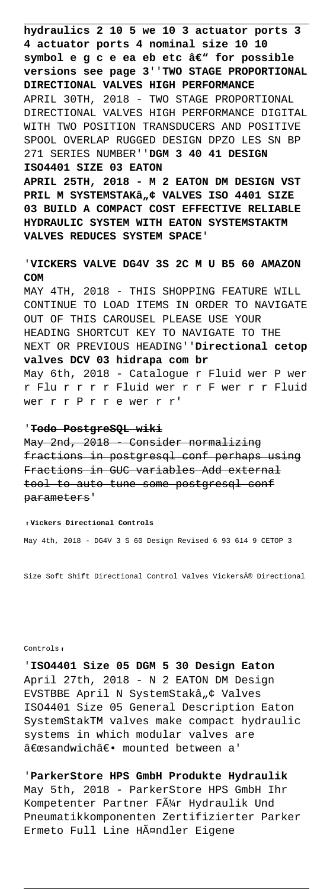**hydraulics 2 10 5 we 10 3 actuator ports 3 4 actuator ports 4 nominal size 10 10 symbol e g c e ea eb etc â€" for possible versions see page 3**''**TWO STAGE PROPORTIONAL DIRECTIONAL VALVES HIGH PERFORMANCE**

APRIL 30TH, 2018 - TWO STAGE PROPORTIONAL DIRECTIONAL VALVES HIGH PERFORMANCE DIGITAL WITH TWO POSITION TRANSDUCERS AND POSITIVE SPOOL OVERLAP RUGGED DESIGN DPZO LES SN BP 271 SERIES NUMBER''**DGM 3 40 41 DESIGN ISO4401 SIZE 03 EATON**

**APRIL 25TH, 2018 - M 2 EATON DM DESIGN VST PRIL M SYSTEMSTAKâ„¢ VALVES ISO 4401 SIZE 03 BUILD A COMPACT COST EFFECTIVE RELIABLE HYDRAULIC SYSTEM WITH EATON SYSTEMSTAKTM VALVES REDUCES SYSTEM SPACE**'

'**VICKERS VALVE DG4V 3S 2C M U B5 60 AMAZON COM**

MAY 4TH, 2018 - THIS SHOPPING FEATURE WILL CONTINUE TO LOAD ITEMS IN ORDER TO NAVIGATE OUT OF THIS CAROUSEL PLEASE USE YOUR HEADING SHORTCUT KEY TO NAVIGATE TO THE NEXT OR PREVIOUS HEADING''**Directional cetop valves DCV 03 hidrapa com br**

May 6th, 2018 - Catalogue r Fluid wer P wer r Flu r r r r Fluid wer r r F wer r r Fluid wer r r P r r e wer r r'

'~~**Todo PostgreSQL wiki**~~

~~May 2nd, 2018 - Consider normalizing fractions in postgresql conf perhaps using Fractions in GUC variables Add external tool to auto tune some postgresql conf parameters~~'

'**Vickers Directional Controls**

May 4th, 2018 - DG4V 3 S 60 Design Revised 6 93 614 9 CETOP 3 Size Soft Shift Directional Control Valves Vickers® Directional Controls'

'**ISO4401 Size 05 DGM 5 30 Design Eaton**

April 27th, 2018 - N 2 EATON DM Design EVSTBBE April N SystemStakâ„¢ Valves ISO4401 Size 05 General Description Eaton SystemStakTM valves make compact hydraulic systems in which modular valves are â€œsandwichâ€• mounted between a'

'**ParkerStore HPS GmbH Produkte Hydraulik**

May 5th, 2018 - ParkerStore HPS GmbH Ihr Kompetenter Partner FÃ¼r Hydraulik Und Pneumatikkomponenten Zertifizierter Parker Ermeto Full Line HÃ¤ndler Eigene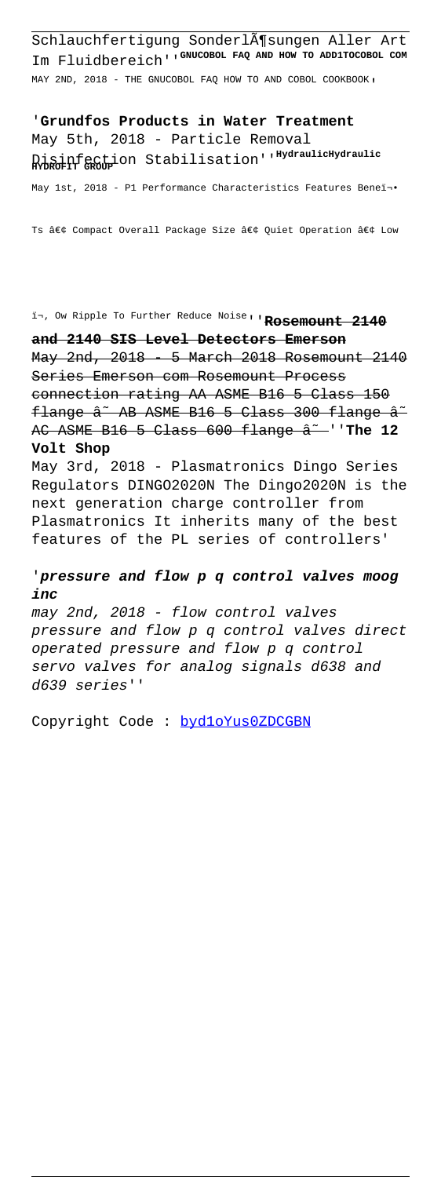Schlauchfertigung SonderlÃ¶sungen Aller Art Im Fluidbereich''**GNUCOBOL FAQ AND HOW TO ADD1TOCOBOL COM**
MAY 2ND, 2018 - THE GNUCOBOL FAQ HOW TO AND COBOL COOKBOOK'

'**Grundfos Products in Water Treatment**
May 5th, 2018 - Particle Removal Disinfection Stabilisation''**HydraulicHydraulic HYDROFIT GROUP**
May 1st, 2018 - P1 Performance Characteristics Features Beneï¬•

Ts â€¢ Compact Overall Package Size â€¢ Quiet Operation â€¢ Low

ï¬, Ow Ripple To Further Reduce Noise''**Rosemount 2140 and 2140 SIS Level Detectors Emerson**
~~May 2nd, 2018 - 5 March 2018 Rosemount 2140 Series Emerson com Rosemount Process connection rating AA ASME B16 5 Class 150 flange â˜ AB ASME B16 5 Class 300 flange â˜ AC ASME B16 5 Class 600 flange â˜~~''**The 12 Volt Shop**
May 3rd, 2018 - Plasmatronics Dingo Series Regulators DINGO2020N The Dingo2020N is the next generation charge controller from Plasmatronics It inherits many of the best features of the PL series of controllers'

'***pressure and flow p q control valves moog inc***
*may 2nd, 2018 - flow control valves pressure and flow p q control valves direct operated pressure and flow p q control servo valves for analog signals d638 and d639 series''*

Copyright Code : byd1oYus0ZDCGBN